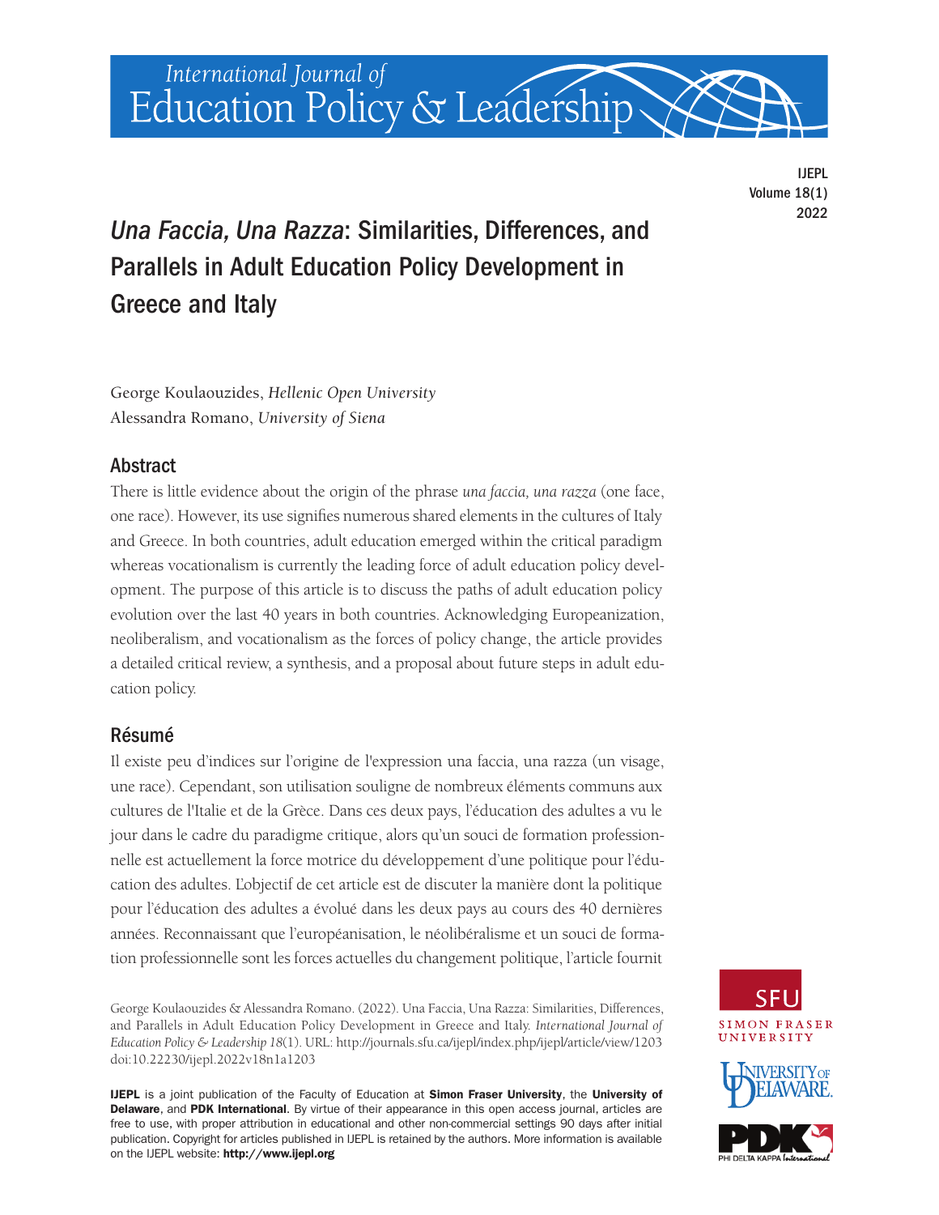# *Una Faccia, Una Razza*: Similarities, Differences, and Parallels in Adult Education Policy Development in Greece and Italy

George Koulaouzides, *Hellenic Open University*
Alessandra Romano, *University of Siena*

## Abstract

There is little evidence about the origin of the phrase *una faccia, una razza* (one face, one race). However, its use signifies numerous shared elements in the cultures of Italy and Greece. In both countries, adult education emerged within the critical paradigm whereas vocationalism is currently the leading force of adult education policy development. The purpose of this article is to discuss the paths of adult education policy evolution over the last 40 years in both countries. Acknowledging Europeanization, neoliberalism, and vocationalism as the forces of policy change, the article provides a detailed critical review, a synthesis, and a proposal about future steps in adult education policy.

## Résumé

Il existe peu d'indices sur l'origine de l'expression una faccia, una razza (un visage, une race). Cependant, son utilisation souligne de nombreux éléments communs aux cultures de l'Italie et de la Grèce. Dans ces deux pays, l'éducation des adultes a vu le jour dans le cadre du paradigme critique, alors qu'un souci de formation professionnelle est actuellement la force motrice du développement d'une politique pour l'éducation des adultes. L'objectif de cet article est de discuter la manière dont la politique pour l'éducation des adultes a évolué dans les deux pays au cours des 40 dernières années. Reconnaissant que l'européanisation, le néolibéralisme et un souci de formation professionnelle sont les forces actuelles du changement politique, l'article fournit

George Koulaouzides & Alessandra Romano. (2022). Una Faccia, Una Razza: Similarities, Differences, and Parallels in Adult Education Policy Development in Greece and Italy. *International Journal of Education Policy & Leadership 18*(1). URL: http://journals.sfu.ca/ijepl/index.php/ijepl/article/view/1203 doi:10.22230/ijepl.2022v18n1a1203

**IJEPL** is a joint publication of the Faculty of Education at **Simon Fraser University**, the **University of Delaware**, and **PDK International**. By virtue of their appearance in this open access journal, articles are free to use, with proper attribution in educational and other non-commercial settings 90 days after initial publication. Copyright for articles published in IJEPL is retained by the authors. More information is available on the IJEPL website: **http://www.ijepl.org**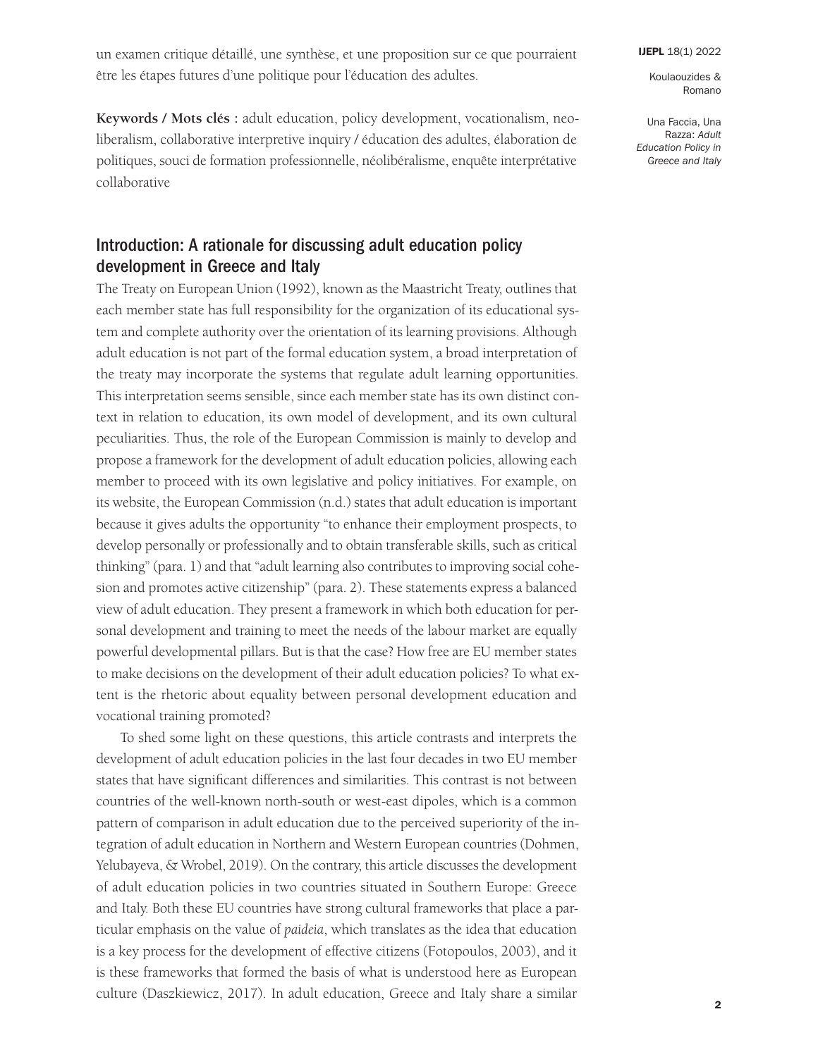un examen critique détaillé, une synthèse, et une proposition sur ce que pourraient être les étapes futures d'une politique pour l'éducation des adultes.

**Keywords / Mots clés :** adult education, policy development, vocationalism, neoliberalism, collaborative interpretive inquiry / éducation des adultes, élaboration de politiques, souci de formation professionnelle, néolibéralisme, enquête interprétative collaborative

## Introduction: A rationale for discussing adult education policy development in Greece and Italy

The Treaty on European Union (1992), known as the Maastricht Treaty, outlines that each member state has full responsibility for the organization of its educational system and complete authority over the orientation of its learning provisions. Although adult education is not part of the formal education system, a broad interpretation of the treaty may incorporate the systems that regulate adult learning opportunities. This interpretation seems sensible, since each member state has its own distinct context in relation to education, its own model of development, and its own cultural peculiarities. Thus, the role of the European Commission is mainly to develop and propose a framework for the development of adult education policies, allowing each member to proceed with its own legislative and policy initiatives. For example, on its website, the European Commission (n.d.) states that adult education is important because it gives adults the opportunity "to enhance their employment prospects, to develop personally or professionally and to obtain transferable skills, such as critical thinking" (para. 1) and that "adult learning also contributes to improving social cohesion and promotes active citizenship" (para. 2). These statements express a balanced view of adult education. They present a framework in which both education for personal development and training to meet the needs of the labour market are equally powerful developmental pillars. But is that the case? How free are EU member states to make decisions on the development of their adult education policies? To what extent is the rhetoric about equality between personal development education and vocational training promoted?

To shed some light on these questions, this article contrasts and interprets the development of adult education policies in the last four decades in two EU member states that have significant differences and similarities. This contrast is not between countries of the well-known north-south or west-east dipoles, which is a common pattern of comparison in adult education due to the perceived superiority of the integration of adult education in Northern and Western European countries (Dohmen, Yelubayeva, & Wrobel, 2019). On the contrary, this article discusses the development of adult education policies in two countries situated in Southern Europe: Greece and Italy. Both these EU countries have strong cultural frameworks that place a particular emphasis on the value of *paideia*, which translates as the idea that education is a key process for the development of effective citizens (Fotopoulos, 2003), and it is these frameworks that formed the basis of what is understood here as European culture (Daszkiewicz, 2017). In adult education, Greece and Italy share a similar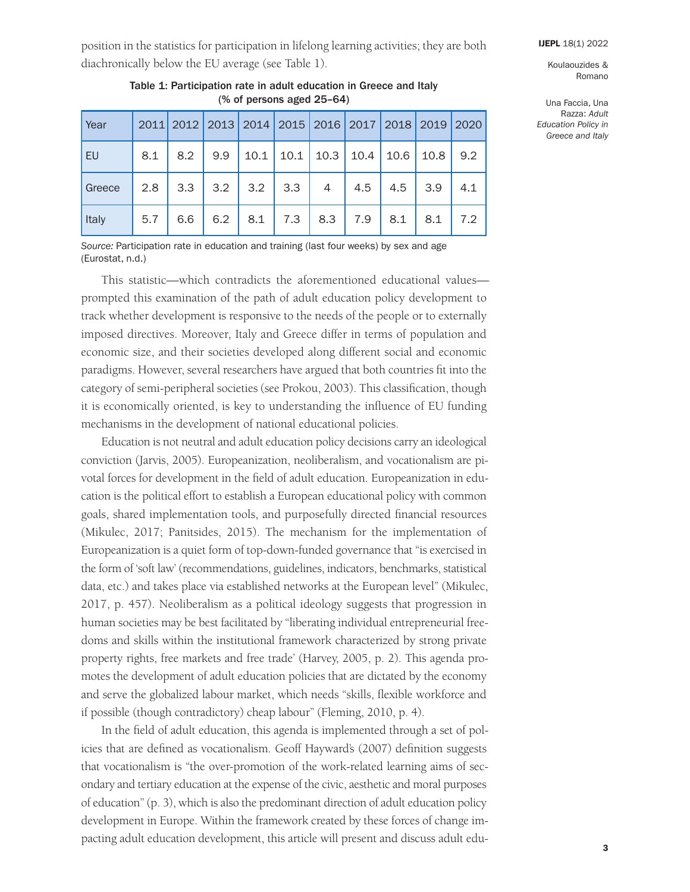position in the statistics for participation in lifelong learning activities; they are both diachronically below the EU average (see Table 1).

Table 1: Participation rate in adult education in Greece and Italy (% of persons aged 25–64)

| Year | 2011 | 2012 | 2013 | 2014 | 2015 | 2016 | 2017 | 2018 | 2019 | 2020 |
|---|---|---|---|---|---|---|---|---|---|---|
| EU | 8.1 | 8.2 | 9.9 | 10.1 | 10.1 | 10.3 | 10.4 | 10.6 | 10.8 | 9.2 |
| Greece | 2.8 | 3.3 | 3.2 | 3.2 | 3.3 | 4 | 4.5 | 4.5 | 3.9 | 4.1 |
| Italy | 5.7 | 6.6 | 6.2 | 8.1 | 7.3 | 8.3 | 7.9 | 8.1 | 8.1 | 7.2 |

*Source:* Participation rate in education and training (last four weeks) by sex and age (Eurostat, n.d.)

This statistic—which contradicts the aforementioned educational values—prompted this examination of the path of adult education policy development to track whether development is responsive to the needs of the people or to externally imposed directives. Moreover, Italy and Greece differ in terms of population and economic size, and their societies developed along different social and economic paradigms. However, several researchers have argued that both countries fit into the category of semi-peripheral societies (see Prokou, 2003). This classification, though it is economically oriented, is key to understanding the influence of EU funding mechanisms in the development of national educational policies.

Education is not neutral and adult education policy decisions carry an ideological conviction (Jarvis, 2005). Europeanization, neoliberalism, and vocationalism are pivotal forces for development in the field of adult education. Europeanization in education is the political effort to establish a European educational policy with common goals, shared implementation tools, and purposefully directed financial resources (Mikulec, 2017; Panitsides, 2015). The mechanism for the implementation of Europeanization is a quiet form of top-down-funded governance that "is exercised in the form of 'soft law' (recommendations, guidelines, indicators, benchmarks, statistical data, etc.) and takes place via established networks at the European level" (Mikulec, 2017, p. 457). Neoliberalism as a political ideology suggests that progression in human societies may be best facilitated by "liberating individual entrepreneurial freedoms and skills within the institutional framework characterized by strong private property rights, free markets and free trade' (Harvey, 2005, p. 2). This agenda promotes the development of adult education policies that are dictated by the economy and serve the globalized labour market, which needs "skills, flexible workforce and if possible (though contradictory) cheap labour" (Fleming, 2010, p. 4).

In the field of adult education, this agenda is implemented through a set of policies that are defined as vocationalism. Geoff Hayward's (2007) definition suggests that vocationalism is "the over-promotion of the work-related learning aims of secondary and tertiary education at the expense of the civic, aesthetic and moral purposes of education" (p. 3), which is also the predominant direction of adult education policy development in Europe. Within the framework created by these forces of change impacting adult education development, this article will present and discuss adult edu-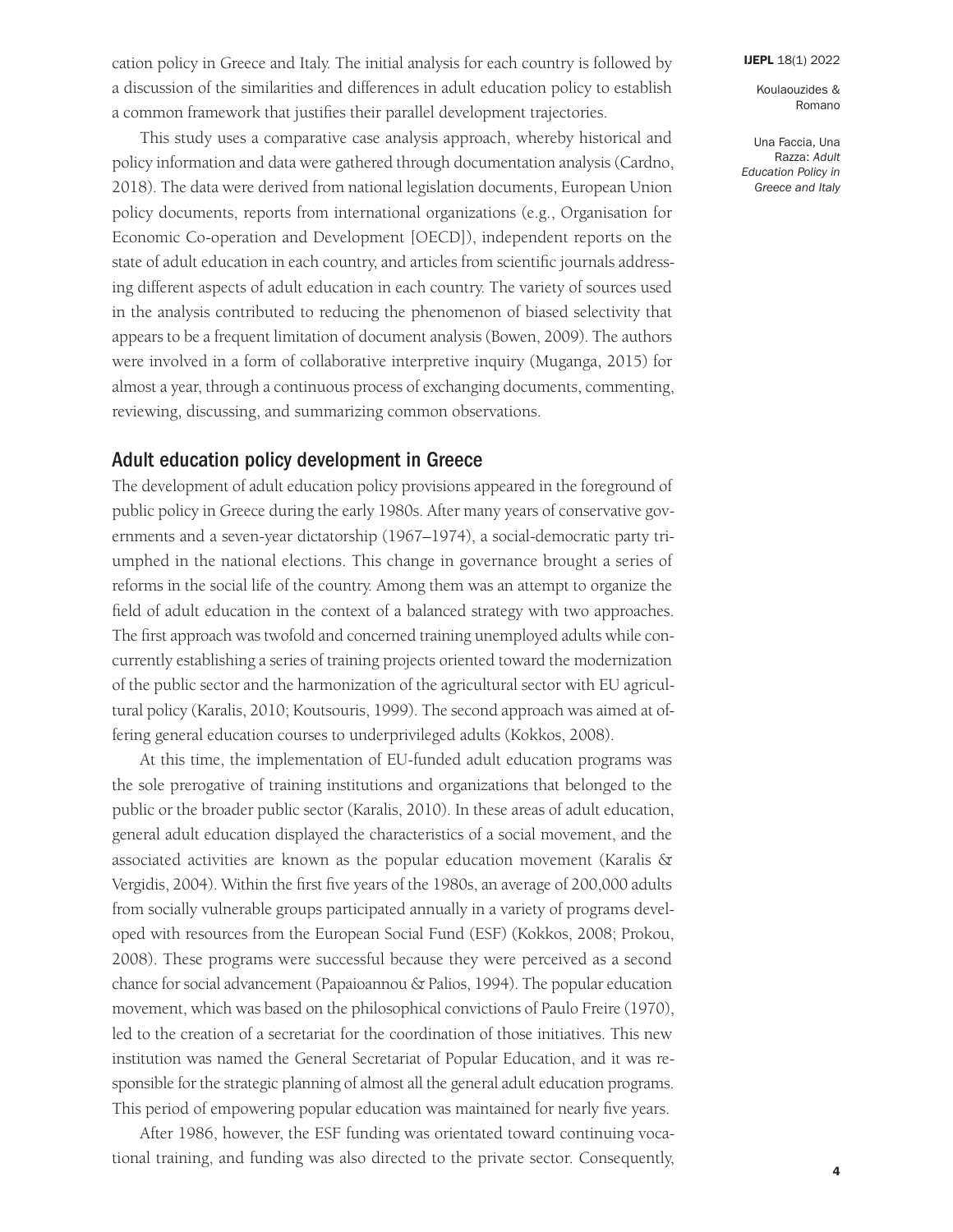cation policy in Greece and Italy. The initial analysis for each country is followed by a discussion of the similarities and differences in adult education policy to establish a common framework that justifies their parallel development trajectories.

This study uses a comparative case analysis approach, whereby historical and policy information and data were gathered through documentation analysis (Cardno, 2018). The data were derived from national legislation documents, European Union policy documents, reports from international organizations (e.g., Organisation for Economic Co-operation and Development [OECD]), independent reports on the state of adult education in each country, and articles from scientific journals addressing different aspects of adult education in each country. The variety of sources used in the analysis contributed to reducing the phenomenon of biased selectivity that appears to be a frequent limitation of document analysis (Bowen, 2009). The authors were involved in a form of collaborative interpretive inquiry (Muganga, 2015) for almost a year, through a continuous process of exchanging documents, commenting, reviewing, discussing, and summarizing common observations.

## Adult education policy development in Greece

The development of adult education policy provisions appeared in the foreground of public policy in Greece during the early 1980s. After many years of conservative governments and a seven-year dictatorship (1967–1974), a social-democratic party triumphed in the national elections. This change in governance brought a series of reforms in the social life of the country. Among them was an attempt to organize the field of adult education in the context of a balanced strategy with two approaches. The first approach was twofold and concerned training unemployed adults while concurrently establishing a series of training projects oriented toward the modernization of the public sector and the harmonization of the agricultural sector with EU agricultural policy (Karalis, 2010; Koutsouris, 1999). The second approach was aimed at offering general education courses to underprivileged adults (Kokkos, 2008).

At this time, the implementation of EU-funded adult education programs was the sole prerogative of training institutions and organizations that belonged to the public or the broader public sector (Karalis, 2010). In these areas of adult education, general adult education displayed the characteristics of a social movement, and the associated activities are known as the popular education movement (Karalis & Vergidis, 2004). Within the first five years of the 1980s, an average of 200,000 adults from socially vulnerable groups participated annually in a variety of programs developed with resources from the European Social Fund (ESF) (Kokkos, 2008; Prokou, 2008). These programs were successful because they were perceived as a second chance for social advancement (Papaioannou & Palios, 1994). The popular education movement, which was based on the philosophical convictions of Paulo Freire (1970), led to the creation of a secretariat for the coordination of those initiatives. This new institution was named the General Secretariat of Popular Education, and it was responsible for the strategic planning of almost all the general adult education programs. This period of empowering popular education was maintained for nearly five years.

After 1986, however, the ESF funding was orientated toward continuing vocational training, and funding was also directed to the private sector. Consequently,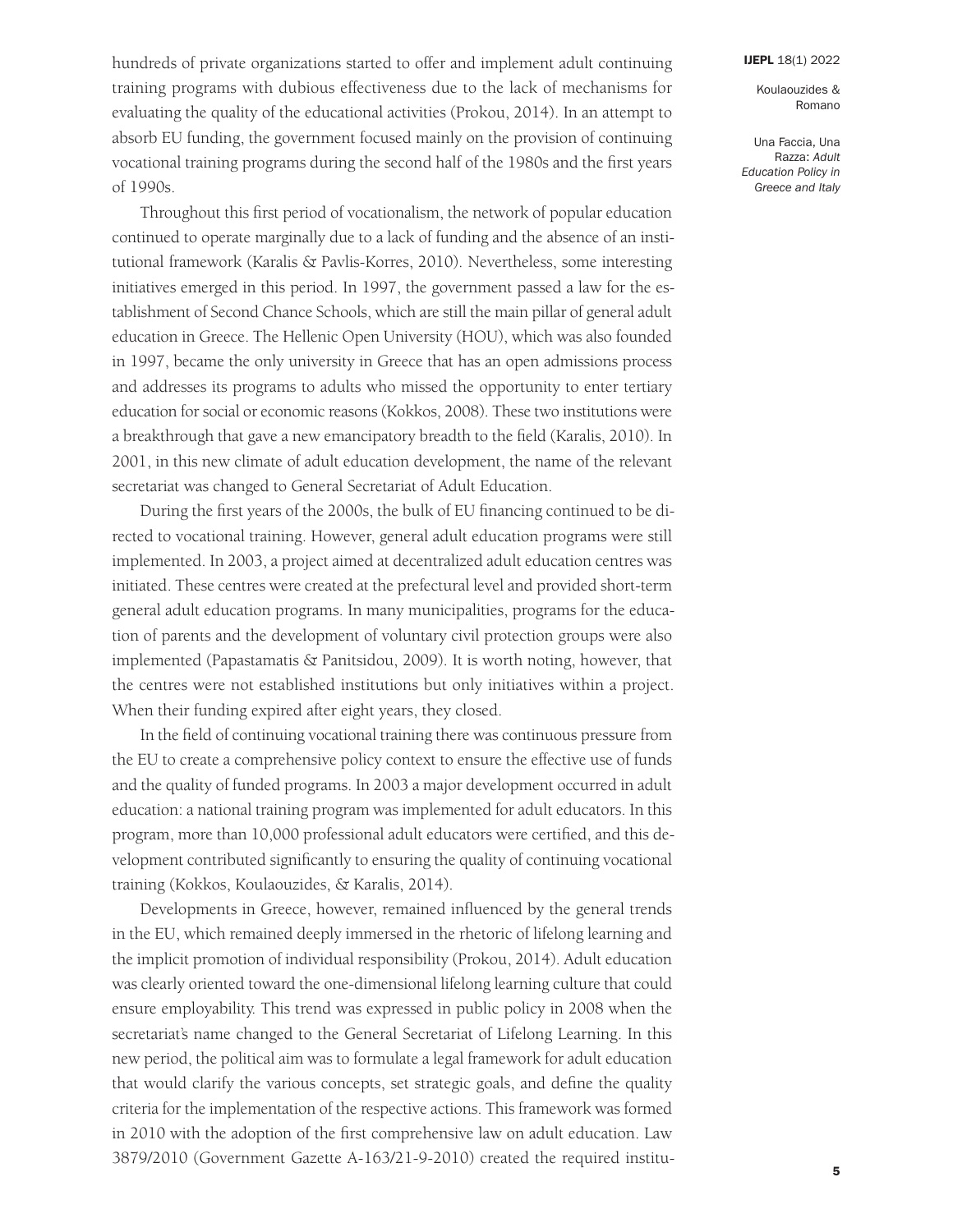hundreds of private organizations started to offer and implement adult continuing training programs with dubious effectiveness due to the lack of mechanisms for evaluating the quality of the educational activities (Prokou, 2014). In an attempt to absorb EU funding, the government focused mainly on the provision of continuing vocational training programs during the second half of the 1980s and the first years of 1990s.

Throughout this first period of vocationalism, the network of popular education continued to operate marginally due to a lack of funding and the absence of an institutional framework (Karalis & Pavlis-Korres, 2010). Nevertheless, some interesting initiatives emerged in this period. In 1997, the government passed a law for the establishment of Second Chance Schools, which are still the main pillar of general adult education in Greece. The Hellenic Open University (HOU), which was also founded in 1997, became the only university in Greece that has an open admissions process and addresses its programs to adults who missed the opportunity to enter tertiary education for social or economic reasons (Kokkos, 2008). These two institutions were a breakthrough that gave a new emancipatory breadth to the field (Karalis, 2010). In 2001, in this new climate of adult education development, the name of the relevant secretariat was changed to General Secretariat of Adult Education.

During the first years of the 2000s, the bulk of EU financing continued to be directed to vocational training. However, general adult education programs were still implemented. In 2003, a project aimed at decentralized adult education centres was initiated. These centres were created at the prefectural level and provided short-term general adult education programs. In many municipalities, programs for the education of parents and the development of voluntary civil protection groups were also implemented (Papastamatis & Panitsidou, 2009). It is worth noting, however, that the centres were not established institutions but only initiatives within a project. When their funding expired after eight years, they closed.

In the field of continuing vocational training there was continuous pressure from the EU to create a comprehensive policy context to ensure the effective use of funds and the quality of funded programs. In 2003 a major development occurred in adult education: a national training program was implemented for adult educators. In this program, more than 10,000 professional adult educators were certified, and this development contributed significantly to ensuring the quality of continuing vocational training (Kokkos, Koulaouzides, & Karalis, 2014).

Developments in Greece, however, remained influenced by the general trends in the EU, which remained deeply immersed in the rhetoric of lifelong learning and the implicit promotion of individual responsibility (Prokou, 2014). Adult education was clearly oriented toward the one-dimensional lifelong learning culture that could ensure employability. This trend was expressed in public policy in 2008 when the secretariat's name changed to the General Secretariat of Lifelong Learning. In this new period, the political aim was to formulate a legal framework for adult education that would clarify the various concepts, set strategic goals, and define the quality criteria for the implementation of the respective actions. This framework was formed in 2010 with the adoption of the first comprehensive law on adult education. Law 3879/2010 (Government Gazette A-163/21-9-2010) created the required institu-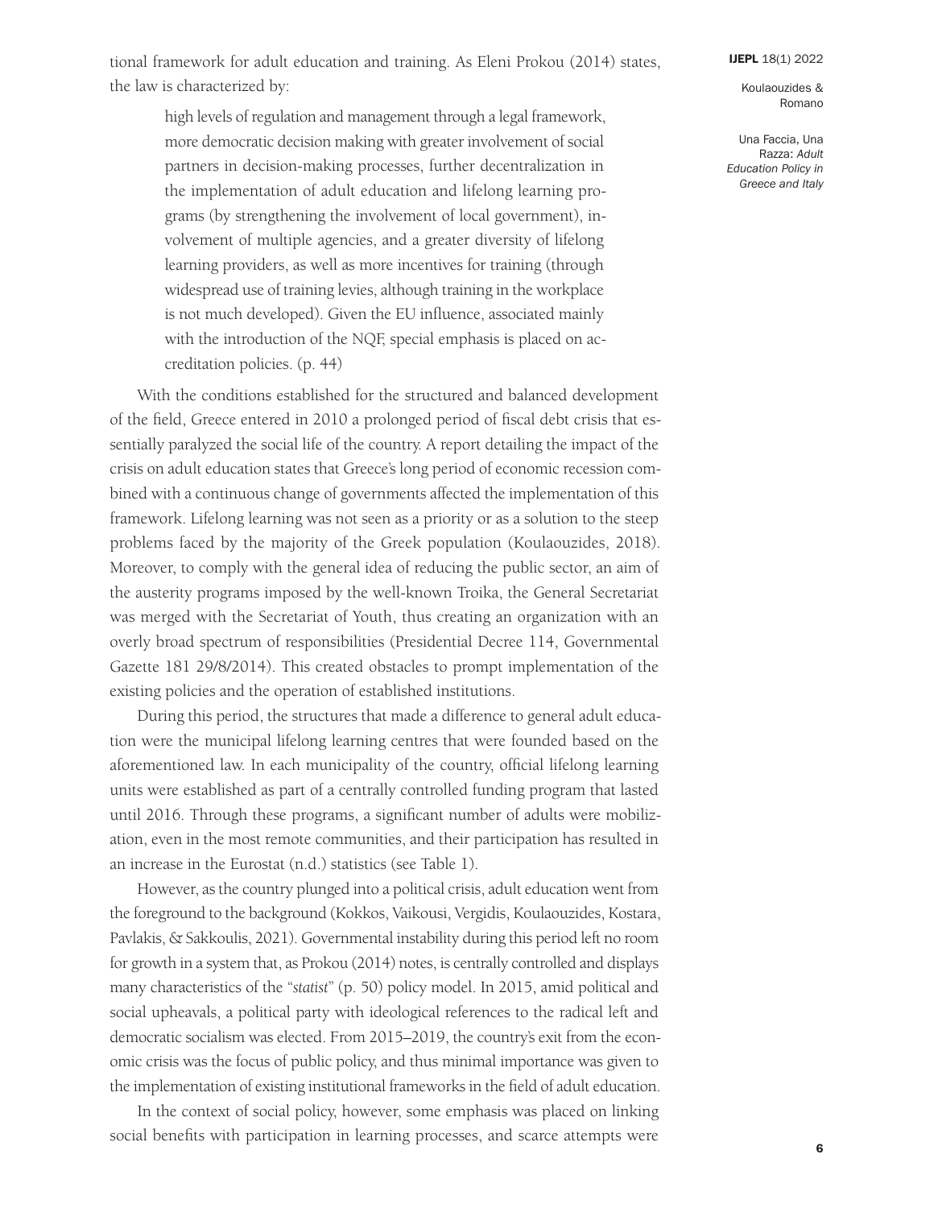tional framework for adult education and training. As Eleni Prokou (2014) states, the law is characterized by:

> high levels of regulation and management through a legal framework, more democratic decision making with greater involvement of social partners in decision-making processes, further decentralization in the implementation of adult education and lifelong learning programs (by strengthening the involvement of local government), involvement of multiple agencies, and a greater diversity of lifelong learning providers, as well as more incentives for training (through widespread use of training levies, although training in the workplace is not much developed). Given the EU influence, associated mainly with the introduction of the NQF, special emphasis is placed on accreditation policies. (p. 44)

With the conditions established for the structured and balanced development of the field, Greece entered in 2010 a prolonged period of fiscal debt crisis that essentially paralyzed the social life of the country. A report detailing the impact of the crisis on adult education states that Greece's long period of economic recession combined with a continuous change of governments affected the implementation of this framework. Lifelong learning was not seen as a priority or as a solution to the steep problems faced by the majority of the Greek population (Koulaouzides, 2018). Moreover, to comply with the general idea of reducing the public sector, an aim of the austerity programs imposed by the well-known Troika, the General Secretariat was merged with the Secretariat of Youth, thus creating an organization with an overly broad spectrum of responsibilities (Presidential Decree 114, Governmental Gazette 181 29/8/2014). This created obstacles to prompt implementation of the existing policies and the operation of established institutions.

During this period, the structures that made a difference to general adult education were the municipal lifelong learning centres that were founded based on the aforementioned law. In each municipality of the country, official lifelong learning units were established as part of a centrally controlled funding program that lasted until 2016. Through these programs, a significant number of adults were mobilization, even in the most remote communities, and their participation has resulted in an increase in the Eurostat (n.d.) statistics (see Table 1).

However, as the country plunged into a political crisis, adult education went from the foreground to the background (Kokkos, Vaikousi, Vergidis, Koulaouzides, Kostara, Pavlakis, & Sakkoulis, 2021). Governmental instability during this period left no room for growth in a system that, as Prokou (2014) notes, is centrally controlled and displays many characteristics of the "*statist*" (p. 50) policy model. In 2015, amid political and social upheavals, a political party with ideological references to the radical left and democratic socialism was elected. From 2015–2019, the country's exit from the economic crisis was the focus of public policy, and thus minimal importance was given to the implementation of existing institutional frameworks in the field of adult education.

In the context of social policy, however, some emphasis was placed on linking social benefits with participation in learning processes, and scarce attempts were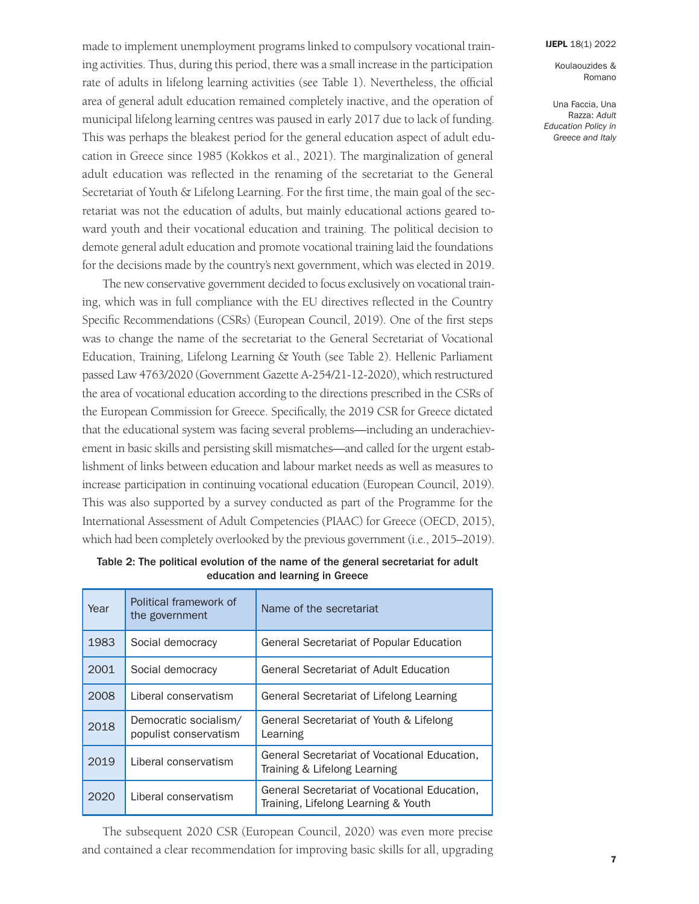made to implement unemployment programs linked to compulsory vocational training activities. Thus, during this period, there was a small increase in the participation rate of adults in lifelong learning activities (see Table 1). Nevertheless, the official area of general adult education remained completely inactive, and the operation of municipal lifelong learning centres was paused in early 2017 due to lack of funding. This was perhaps the bleakest period for the general education aspect of adult education in Greece since 1985 (Kokkos et al., 2021). The marginalization of general adult education was reflected in the renaming of the secretariat to the General Secretariat of Youth & Lifelong Learning. For the first time, the main goal of the secretariat was not the education of adults, but mainly educational actions geared toward youth and their vocational education and training. The political decision to demote general adult education and promote vocational training laid the foundations for the decisions made by the country's next government, which was elected in 2019.

The new conservative government decided to focus exclusively on vocational training, which was in full compliance with the EU directives reflected in the Country Specific Recommendations (CSRs) (European Council, 2019). One of the first steps was to change the name of the secretariat to the General Secretariat of Vocational Education, Training, Lifelong Learning & Youth (see Table 2). Hellenic Parliament passed Law 4763/2020 (Government Gazette A-254/21-12-2020), which restructured the area of vocational education according to the directions prescribed in the CSRs of the European Commission for Greece. Specifically, the 2019 CSR for Greece dictated that the educational system was facing several problems—including an underachievement in basic skills and persisting skill mismatches—and called for the urgent establishment of links between education and labour market needs as well as measures to increase participation in continuing vocational education (European Council, 2019). This was also supported by a survey conducted as part of the Programme for the International Assessment of Adult Competencies (PIAAC) for Greece (OECD, 2015), which had been completely overlooked by the previous government (i.e., 2015–2019).

**Table 2: The political evolution of the name of the general secretariat for adult education and learning in Greece**

| Year | Political framework of the government | Name of the secretariat |
|---|---|---|
| 1983 | Social democracy | General Secretariat of Popular Education |
| 2001 | Social democracy | General Secretariat of Adult Education |
| 2008 | Liberal conservatism | General Secretariat of Lifelong Learning |
| 2018 | Democratic socialism/ populist conservatism | General Secretariat of Youth & Lifelong Learning |
| 2019 | Liberal conservatism | General Secretariat of Vocational Education, Training & Lifelong Learning |
| 2020 | Liberal conservatism | General Secretariat of Vocational Education, Training, Lifelong Learning & Youth |

The subsequent 2020 CSR (European Council, 2020) was even more precise and contained a clear recommendation for improving basic skills for all, upgrading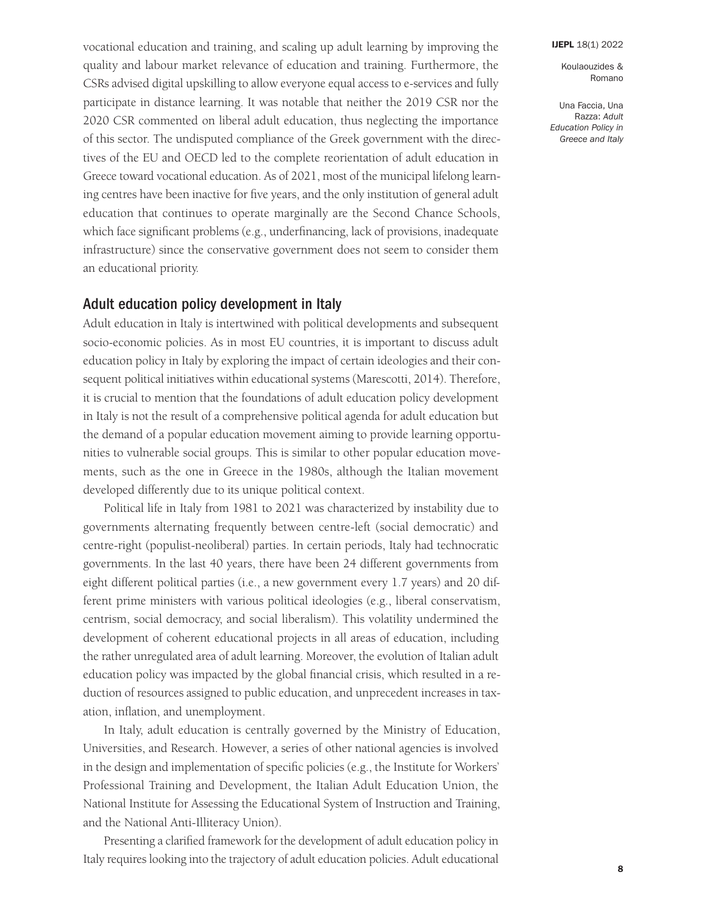vocational education and training, and scaling up adult learning by improving the quality and labour market relevance of education and training. Furthermore, the CSRs advised digital upskilling to allow everyone equal access to e-services and fully participate in distance learning. It was notable that neither the 2019 CSR nor the 2020 CSR commented on liberal adult education, thus neglecting the importance of this sector. The undisputed compliance of the Greek government with the directives of the EU and OECD led to the complete reorientation of adult education in Greece toward vocational education. As of 2021, most of the municipal lifelong learning centres have been inactive for five years, and the only institution of general adult education that continues to operate marginally are the Second Chance Schools, which face significant problems (e.g., underfinancing, lack of provisions, inadequate infrastructure) since the conservative government does not seem to consider them an educational priority.

## Adult education policy development in Italy

Adult education in Italy is intertwined with political developments and subsequent socio-economic policies. As in most EU countries, it is important to discuss adult education policy in Italy by exploring the impact of certain ideologies and their consequent political initiatives within educational systems (Marescotti, 2014). Therefore, it is crucial to mention that the foundations of adult education policy development in Italy is not the result of a comprehensive political agenda for adult education but the demand of a popular education movement aiming to provide learning opportunities to vulnerable social groups. This is similar to other popular education movements, such as the one in Greece in the 1980s, although the Italian movement developed differently due to its unique political context.

Political life in Italy from 1981 to 2021 was characterized by instability due to governments alternating frequently between centre-left (social democratic) and centre-right (populist-neoliberal) parties. In certain periods, Italy had technocratic governments. In the last 40 years, there have been 24 different governments from eight different political parties (i.e., a new government every 1.7 years) and 20 different prime ministers with various political ideologies (e.g., liberal conservatism, centrism, social democracy, and social liberalism). This volatility undermined the development of coherent educational projects in all areas of education, including the rather unregulated area of adult learning. Moreover, the evolution of Italian adult education policy was impacted by the global financial crisis, which resulted in a reduction of resources assigned to public education, and unprecedent increases in taxation, inflation, and unemployment.

In Italy, adult education is centrally governed by the Ministry of Education, Universities, and Research. However, a series of other national agencies is involved in the design and implementation of specific policies (e.g., the Institute for Workers' Professional Training and Development, the Italian Adult Education Union, the National Institute for Assessing the Educational System of Instruction and Training, and the National Anti-Illiteracy Union).

Presenting a clarified framework for the development of adult education policy in Italy requires looking into the trajectory of adult education policies. Adult educational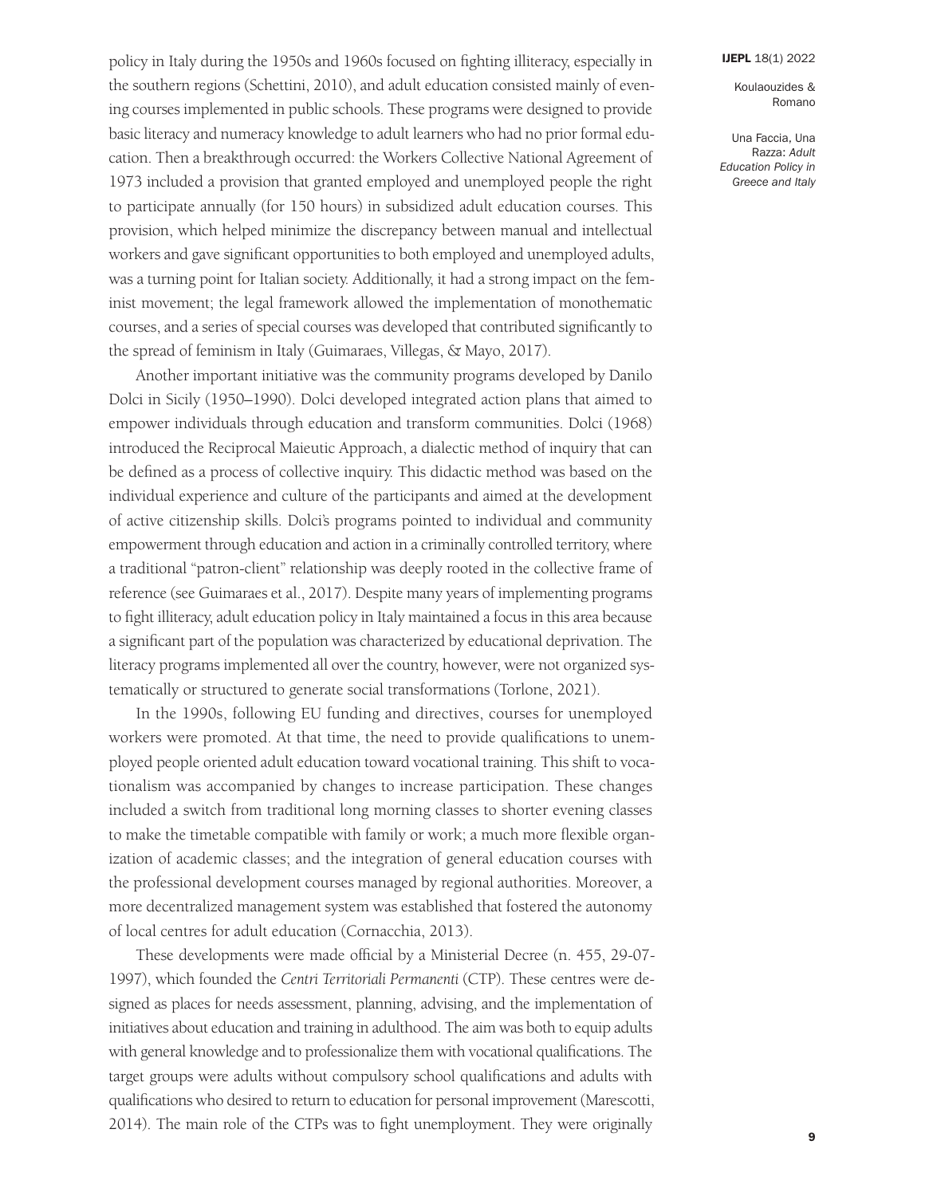policy in Italy during the 1950s and 1960s focused on fighting illiteracy, especially in the southern regions (Schettini, 2010), and adult education consisted mainly of evening courses implemented in public schools. These programs were designed to provide basic literacy and numeracy knowledge to adult learners who had no prior formal education. Then a breakthrough occurred: the Workers Collective National Agreement of 1973 included a provision that granted employed and unemployed people the right to participate annually (for 150 hours) in subsidized adult education courses. This provision, which helped minimize the discrepancy between manual and intellectual workers and gave significant opportunities to both employed and unemployed adults, was a turning point for Italian society. Additionally, it had a strong impact on the feminist movement; the legal framework allowed the implementation of monothematic courses, and a series of special courses was developed that contributed significantly to the spread of feminism in Italy (Guimaraes, Villegas, & Mayo, 2017).

Another important initiative was the community programs developed by Danilo Dolci in Sicily (1950–1990). Dolci developed integrated action plans that aimed to empower individuals through education and transform communities. Dolci (1968) introduced the Reciprocal Maieutic Approach, a dialectic method of inquiry that can be defined as a process of collective inquiry. This didactic method was based on the individual experience and culture of the participants and aimed at the development of active citizenship skills. Dolci's programs pointed to individual and community empowerment through education and action in a criminally controlled territory, where a traditional "patron-client" relationship was deeply rooted in the collective frame of reference (see Guimaraes et al., 2017). Despite many years of implementing programs to fight illiteracy, adult education policy in Italy maintained a focus in this area because a significant part of the population was characterized by educational deprivation. The literacy programs implemented all over the country, however, were not organized systematically or structured to generate social transformations (Torlone, 2021).

In the 1990s, following EU funding and directives, courses for unemployed workers were promoted. At that time, the need to provide qualifications to unemployed people oriented adult education toward vocational training. This shift to vocationalism was accompanied by changes to increase participation. These changes included a switch from traditional long morning classes to shorter evening classes to make the timetable compatible with family or work; a much more flexible organization of academic classes; and the integration of general education courses with the professional development courses managed by regional authorities. Moreover, a more decentralized management system was established that fostered the autonomy of local centres for adult education (Cornacchia, 2013).

These developments were made official by a Ministerial Decree (n. 455, 29-07-1997), which founded the *Centri Territoriali Permanenti* (CTP). These centres were designed as places for needs assessment, planning, advising, and the implementation of initiatives about education and training in adulthood. The aim was both to equip adults with general knowledge and to professionalize them with vocational qualifications. The target groups were adults without compulsory school qualifications and adults with qualifications who desired to return to education for personal improvement (Marescotti, 2014). The main role of the CTPs was to fight unemployment. They were originally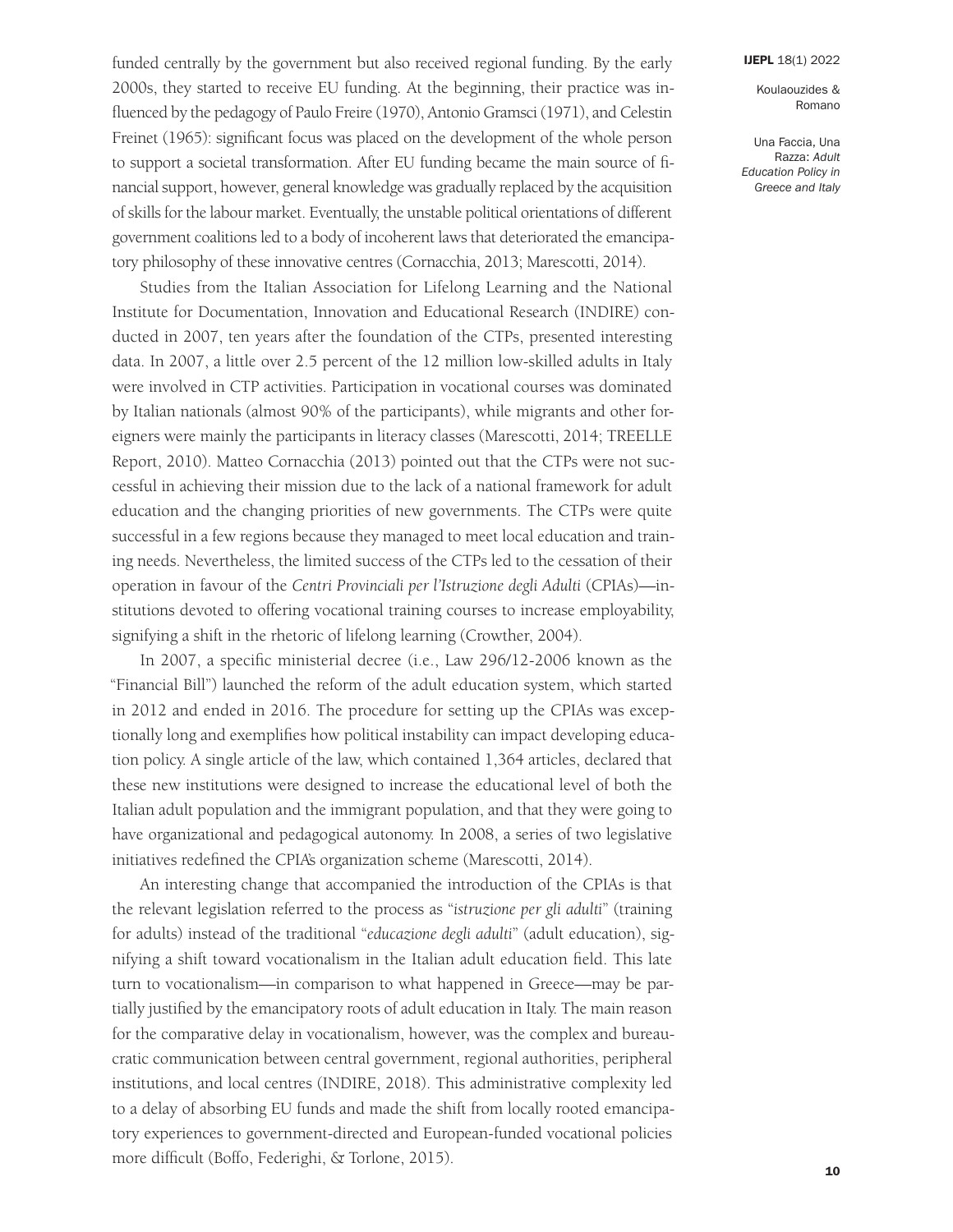funded centrally by the government but also received regional funding. By the early 2000s, they started to receive EU funding. At the beginning, their practice was influenced by the pedagogy of Paulo Freire (1970), Antonio Gramsci (1971), and Celestin Freinet (1965): significant focus was placed on the development of the whole person to support a societal transformation. After EU funding became the main source of financial support, however, general knowledge was gradually replaced by the acquisition of skills for the labour market. Eventually, the unstable political orientations of different government coalitions led to a body of incoherent laws that deteriorated the emancipatory philosophy of these innovative centres (Cornacchia, 2013; Marescotti, 2014).

Studies from the Italian Association for Lifelong Learning and the National Institute for Documentation, Innovation and Educational Research (INDIRE) conducted in 2007, ten years after the foundation of the CTPs, presented interesting data. In 2007, a little over 2.5 percent of the 12 million low-skilled adults in Italy were involved in CTP activities. Participation in vocational courses was dominated by Italian nationals (almost 90% of the participants), while migrants and other foreigners were mainly the participants in literacy classes (Marescotti, 2014; TREELLE Report, 2010). Matteo Cornacchia (2013) pointed out that the CTPs were not successful in achieving their mission due to the lack of a national framework for adult education and the changing priorities of new governments. The CTPs were quite successful in a few regions because they managed to meet local education and training needs. Nevertheless, the limited success of the CTPs led to the cessation of their operation in favour of the *Centri Provinciali per l'Istruzione degli Adulti* (CPIAs)—institutions devoted to offering vocational training courses to increase employability, signifying a shift in the rhetoric of lifelong learning (Crowther, 2004).

In 2007, a specific ministerial decree (i.e., Law 296/12-2006 known as the "Financial Bill") launched the reform of the adult education system, which started in 2012 and ended in 2016. The procedure for setting up the CPIAs was exceptionally long and exemplifies how political instability can impact developing education policy. A single article of the law, which contained 1,364 articles, declared that these new institutions were designed to increase the educational level of both the Italian adult population and the immigrant population, and that they were going to have organizational and pedagogical autonomy. In 2008, a series of two legislative initiatives redefined the CPIA's organization scheme (Marescotti, 2014).

An interesting change that accompanied the introduction of the CPIAs is that the relevant legislation referred to the process as "*istruzione per gli adulti*" (training for adults) instead of the traditional "*educazione degli adulti*" (adult education), signifying a shift toward vocationalism in the Italian adult education field. This late turn to vocationalism—in comparison to what happened in Greece—may be partially justified by the emancipatory roots of adult education in Italy. The main reason for the comparative delay in vocationalism, however, was the complex and bureaucratic communication between central government, regional authorities, peripheral institutions, and local centres (INDIRE, 2018). This administrative complexity led to a delay of absorbing EU funds and made the shift from locally rooted emancipatory experiences to government-directed and European-funded vocational policies more difficult (Boffo, Federighi, & Torlone, 2015).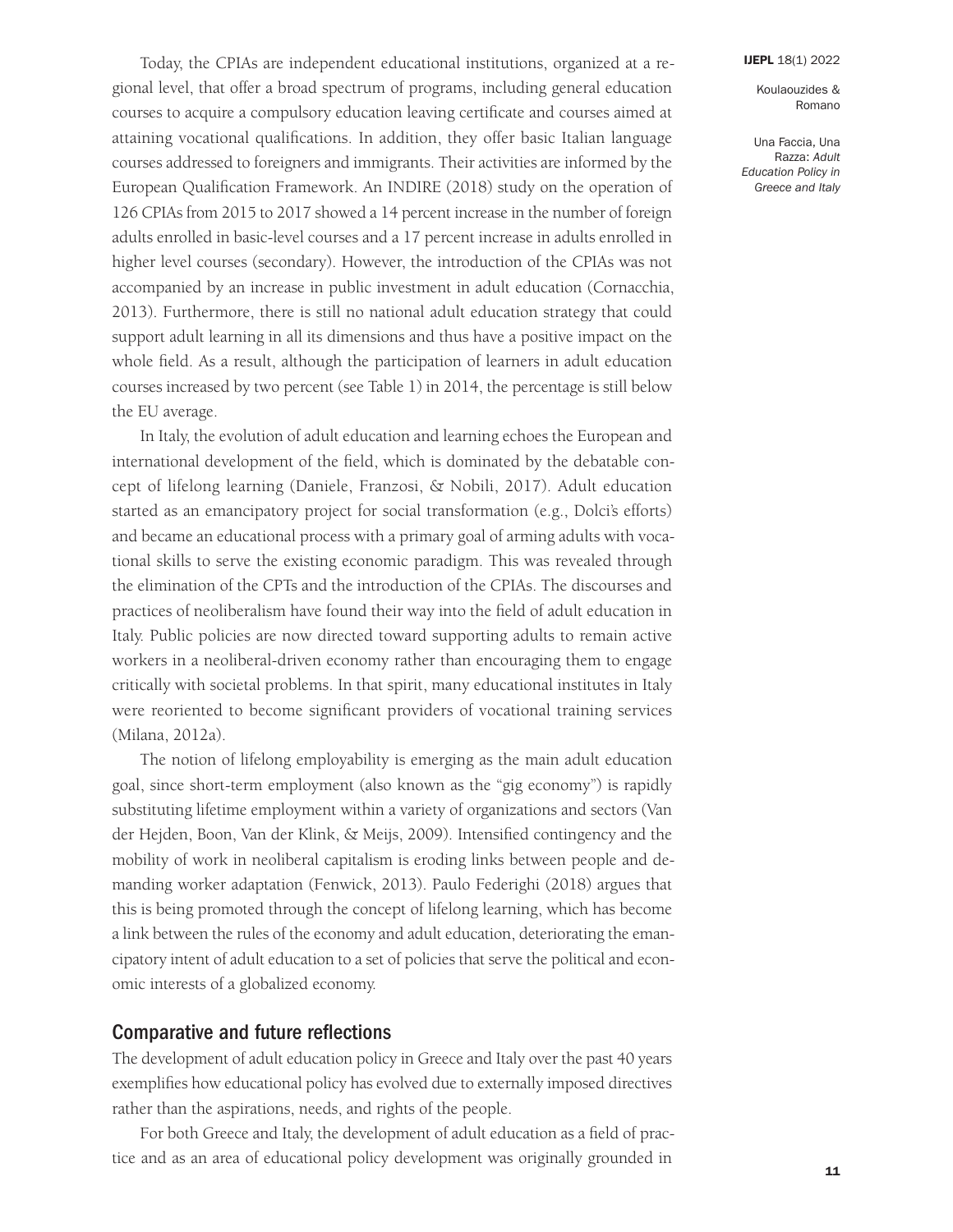Today, the CPIAs are independent educational institutions, organized at a regional level, that offer a broad spectrum of programs, including general education courses to acquire a compulsory education leaving certificate and courses aimed at attaining vocational qualifications. In addition, they offer basic Italian language courses addressed to foreigners and immigrants. Their activities are informed by the European Qualification Framework. An INDIRE (2018) study on the operation of 126 CPIAs from 2015 to 2017 showed a 14 percent increase in the number of foreign adults enrolled in basic-level courses and a 17 percent increase in adults enrolled in higher level courses (secondary). However, the introduction of the CPIAs was not accompanied by an increase in public investment in adult education (Cornacchia, 2013). Furthermore, there is still no national adult education strategy that could support adult learning in all its dimensions and thus have a positive impact on the whole field. As a result, although the participation of learners in adult education courses increased by two percent (see Table 1) in 2014, the percentage is still below the EU average.

In Italy, the evolution of adult education and learning echoes the European and international development of the field, which is dominated by the debatable concept of lifelong learning (Daniele, Franzosi, & Nobili, 2017). Adult education started as an emancipatory project for social transformation (e.g., Dolci's efforts) and became an educational process with a primary goal of arming adults with vocational skills to serve the existing economic paradigm. This was revealed through the elimination of the CPTs and the introduction of the CPIAs. The discourses and practices of neoliberalism have found their way into the field of adult education in Italy. Public policies are now directed toward supporting adults to remain active workers in a neoliberal-driven economy rather than encouraging them to engage critically with societal problems. In that spirit, many educational institutes in Italy were reoriented to become significant providers of vocational training services (Milana, 2012a).

The notion of lifelong employability is emerging as the main adult education goal, since short-term employment (also known as the "gig economy") is rapidly substituting lifetime employment within a variety of organizations and sectors (Van der Hejden, Boon, Van der Klink, & Meijs, 2009). Intensified contingency and the mobility of work in neoliberal capitalism is eroding links between people and demanding worker adaptation (Fenwick, 2013). Paulo Federighi (2018) argues that this is being promoted through the concept of lifelong learning, which has become a link between the rules of the economy and adult education, deteriorating the emancipatory intent of adult education to a set of policies that serve the political and economic interests of a globalized economy.

## Comparative and future reflections

The development of adult education policy in Greece and Italy over the past 40 years exemplifies how educational policy has evolved due to externally imposed directives rather than the aspirations, needs, and rights of the people.

For both Greece and Italy, the development of adult education as a field of practice and as an area of educational policy development was originally grounded in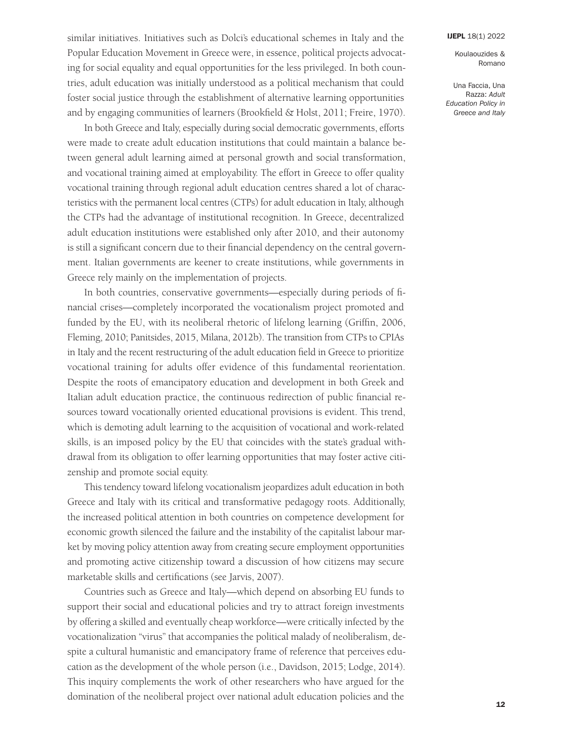similar initiatives. Initiatives such as Dolci's educational schemes in Italy and the Popular Education Movement in Greece were, in essence, political projects advocating for social equality and equal opportunities for the less privileged. In both countries, adult education was initially understood as a political mechanism that could foster social justice through the establishment of alternative learning opportunities and by engaging communities of learners (Brookfield & Holst, 2011; Freire, 1970).

In both Greece and Italy, especially during social democratic governments, efforts were made to create adult education institutions that could maintain a balance between general adult learning aimed at personal growth and social transformation, and vocational training aimed at employability. The effort in Greece to offer quality vocational training through regional adult education centres shared a lot of characteristics with the permanent local centres (CTPs) for adult education in Italy, although the CTPs had the advantage of institutional recognition. In Greece, decentralized adult education institutions were established only after 2010, and their autonomy is still a significant concern due to their financial dependency on the central government. Italian governments are keener to create institutions, while governments in Greece rely mainly on the implementation of projects.

In both countries, conservative governments—especially during periods of financial crises—completely incorporated the vocationalism project promoted and funded by the EU, with its neoliberal rhetoric of lifelong learning (Griffin, 2006, Fleming, 2010; Panitsides, 2015, Milana, 2012b). The transition from CTPs to CPIAs in Italy and the recent restructuring of the adult education field in Greece to prioritize vocational training for adults offer evidence of this fundamental reorientation. Despite the roots of emancipatory education and development in both Greek and Italian adult education practice, the continuous redirection of public financial resources toward vocationally oriented educational provisions is evident. This trend, which is demoting adult learning to the acquisition of vocational and work-related skills, is an imposed policy by the EU that coincides with the state's gradual withdrawal from its obligation to offer learning opportunities that may foster active citizenship and promote social equity.

This tendency toward lifelong vocationalism jeopardizes adult education in both Greece and Italy with its critical and transformative pedagogy roots. Additionally, the increased political attention in both countries on competence development for economic growth silenced the failure and the instability of the capitalist labour market by moving policy attention away from creating secure employment opportunities and promoting active citizenship toward a discussion of how citizens may secure marketable skills and certifications (see Jarvis, 2007).

Countries such as Greece and Italy—which depend on absorbing EU funds to support their social and educational policies and try to attract foreign investments by offering a skilled and eventually cheap workforce—were critically infected by the vocationalization "virus" that accompanies the political malady of neoliberalism, despite a cultural humanistic and emancipatory frame of reference that perceives education as the development of the whole person (i.e., Davidson, 2015; Lodge, 2014). This inquiry complements the work of other researchers who have argued for the domination of the neoliberal project over national adult education policies and the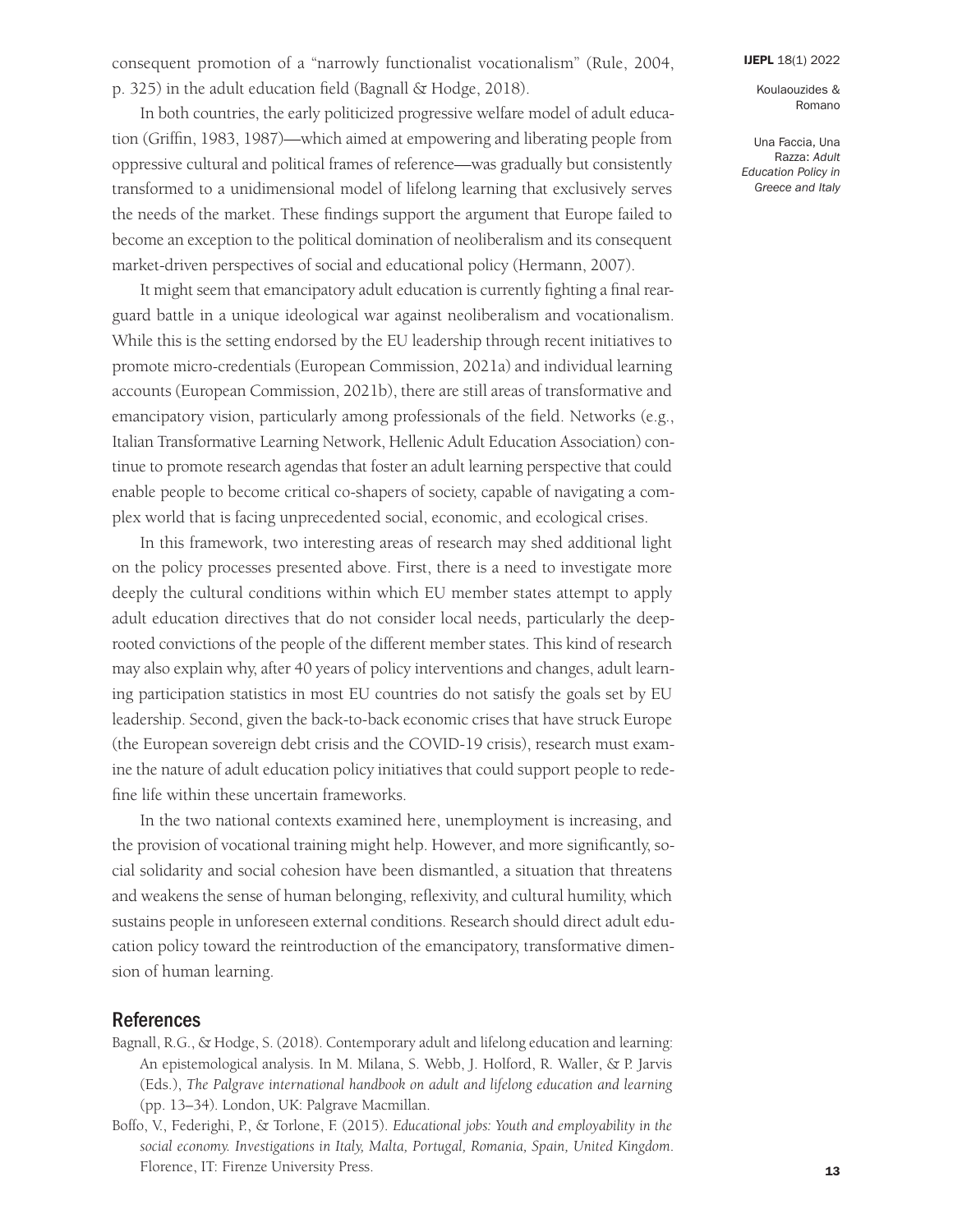consequent promotion of a "narrowly functionalist vocationalism" (Rule, 2004, p. 325) in the adult education field (Bagnall & Hodge, 2018).

In both countries, the early politicized progressive welfare model of adult education (Griffin, 1983, 1987)—which aimed at empowering and liberating people from oppressive cultural and political frames of reference—was gradually but consistently transformed to a unidimensional model of lifelong learning that exclusively serves the needs of the market. These findings support the argument that Europe failed to become an exception to the political domination of neoliberalism and its consequent market-driven perspectives of social and educational policy (Hermann, 2007).

It might seem that emancipatory adult education is currently fighting a final rearguard battle in a unique ideological war against neoliberalism and vocationalism. While this is the setting endorsed by the EU leadership through recent initiatives to promote micro-credentials (European Commission, 2021a) and individual learning accounts (European Commission, 2021b), there are still areas of transformative and emancipatory vision, particularly among professionals of the field. Networks (e.g., Italian Transformative Learning Network, Hellenic Adult Education Association) continue to promote research agendas that foster an adult learning perspective that could enable people to become critical co-shapers of society, capable of navigating a complex world that is facing unprecedented social, economic, and ecological crises.

In this framework, two interesting areas of research may shed additional light on the policy processes presented above. First, there is a need to investigate more deeply the cultural conditions within which EU member states attempt to apply adult education directives that do not consider local needs, particularly the deep-rooted convictions of the people of the different member states. This kind of research may also explain why, after 40 years of policy interventions and changes, adult learning participation statistics in most EU countries do not satisfy the goals set by EU leadership. Second, given the back-to-back economic crises that have struck Europe (the European sovereign debt crisis and the COVID-19 crisis), research must examine the nature of adult education policy initiatives that could support people to redefine life within these uncertain frameworks.

In the two national contexts examined here, unemployment is increasing, and the provision of vocational training might help. However, and more significantly, social solidarity and social cohesion have been dismantled, a situation that threatens and weakens the sense of human belonging, reflexivity, and cultural humility, which sustains people in unforeseen external conditions. Research should direct adult education policy toward the reintroduction of the emancipatory, transformative dimension of human learning.

## References

Bagnall, R.G., & Hodge, S. (2018). Contemporary adult and lifelong education and learning: An epistemological analysis. In M. Milana, S. Webb, J. Holford, R. Waller, & P. Jarvis (Eds.), *The Palgrave international handbook on adult and lifelong education and learning* (pp. 13–34). London, UK: Palgrave Macmillan.

Boffo, V., Federighi, P., & Torlone, F. (2015). *Educational jobs: Youth and employability in the social economy. Investigations in Italy, Malta, Portugal, Romania, Spain, United Kingdom*. Florence, IT: Firenze University Press.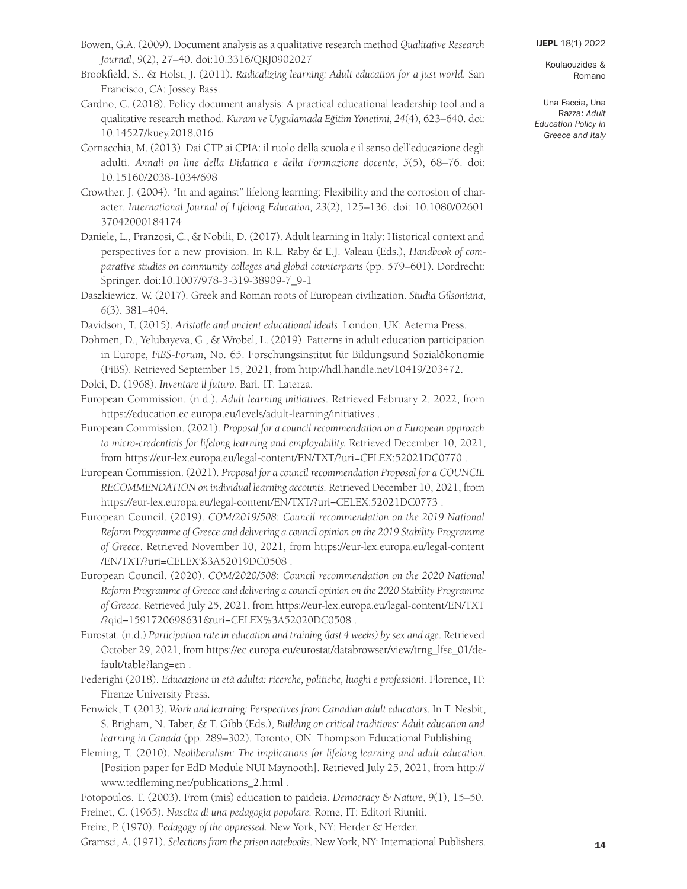Bowen, G.A. (2009). Document analysis as a qualitative research method *Qualitative Research Journal*, *9*(2), 27–40. doi:10.3316/QRJ0902027

Brookfield, S., & Holst, J. (2011). *Radicalizing learning: Adult education for a just world.* San Francisco, CA: Jossey Bass.

Cardno, C. (2018). Policy document analysis: A practical educational leadership tool and a qualitative research method. *Kuram ve Uygulamada Eğitim Yönetimi*, *24*(4), 623–640. doi: 10.14527/kuey.2018.016

Cornacchia, M. (2013). Dai CTP ai CPIA: il ruolo della scuola e il senso dell'educazione degli adulti. *Annali on line della Didattica e della Formazione docente*, *5*(5), 68–76. doi: 10.15160/2038-1034/698

Crowther, J. (2004). "In and against" lifelong learning: Flexibility and the corrosion of character. *International Journal of Lifelong Education, 23*(2), 125–136, doi: 10.1080/0260137042000184174

Daniele, L., Franzosi, C., & Nobili, D. (2017). Adult learning in Italy: Historical context and perspectives for a new provision. In R.L. Raby & E.J. Valeau (Eds.), *Handbook of comparative studies on community colleges and global counterparts* (pp. 579–601). Dordrecht: Springer. doi:10.1007/978-3-319-38909-7_9-1

Daszkiewicz, W. (2017). Greek and Roman roots of European civilization. *Studia Gilsoniana*, *6*(3), 381–404.

Davidson, T. (2015). *Aristotle and ancient educational ideals*. London, UK: Aeterna Press.

Dohmen, D., Yelubayeva, G., & Wrobel, L. (2019). Patterns in adult education participation in Europe, *FiBS-Forum*, No. 65. Forschungsinstitut für Bildungsund Sozialökonomie (FiBS). Retrieved September 15, 2021, from http://hdl.handle.net/10419/203472.

Dolci, D. (1968). *Inventare il futuro*. Bari, IT: Laterza.

European Commission. (n.d.). *Adult learning initiatives*. Retrieved February 2, 2022, from https://education.ec.europa.eu/levels/adult-learning/initiatives .

European Commission. (2021). *Proposal for a council recommendation on a European approach to micro-credentials for lifelong learning and employability.* Retrieved December 10, 2021, from https://eur-lex.europa.eu/legal-content/EN/TXT/?uri=CELEX:52021DC0770 .

European Commission. (2021). *Proposal for a council recommendation Proposal for a COUNCIL RECOMMENDATION on individual learning accounts.* Retrieved December 10, 2021, from https://eur-lex.europa.eu/legal-content/EN/TXT/?uri=CELEX:52021DC0773 .

European Council. (2019). *COM/2019/508*: *Council recommendation on the 2019 National Reform Programme of Greece and delivering a council opinion on the 2019 Stability Programme of Greece*. Retrieved November 10, 2021, from https://eur-lex.europa.eu/legal-content/EN/TXT/?uri=CELEX%3A52019DC0508 .

European Council. (2020). *COM/2020/508*: *Council recommendation on the 2020 National Reform Programme of Greece and delivering a council opinion on the 2020 Stability Programme of Greece*. Retrieved July 25, 2021, from https://eur-lex.europa.eu/legal-content/EN/TXT/?qid=1591720698631&uri=CELEX%3A52020DC0508 .

Eurostat. (n.d.) *Participation rate in education and training (last 4 weeks) by sex and age*. Retrieved October 29, 2021, from https://ec.europa.eu/eurostat/databrowser/view/trng_lfse_01/default/table?lang=en .

Federighi (2018). *Educazione in età adulta: ricerche, politiche, luoghi e professioni*. Florence, IT: Firenze University Press.

Fenwick, T. (2013). *Work and learning: Perspectives from Canadian adult educators*. In T. Nesbit, S. Brigham, N. Taber, & T. Gibb (Eds.), *Building on critical traditions: Adult education and learning in Canada* (pp. 289–302). Toronto, ON: Thompson Educational Publishing.

Fleming, T. (2010). *Neoliberalism: The implications for lifelong learning and adult education*. [Position paper for EdD Module NUI Maynooth]. Retrieved July 25, 2021, from http://www.tedfleming.net/publications_2.html .

Fotopoulos, T. (2003). From (mis) education to paideia. *Democracy & Nature*, *9*(1), 15–50.

Freinet, C. (1965). *Nascita di una pedagogia popolare.* Rome, IT: Editori Riuniti.

Freire, P. (1970). *Pedagogy of the oppressed.* New York, NY: Herder & Herder.

Gramsci, A. (1971). *Selections from the prison notebooks*. New York, NY: International Publishers.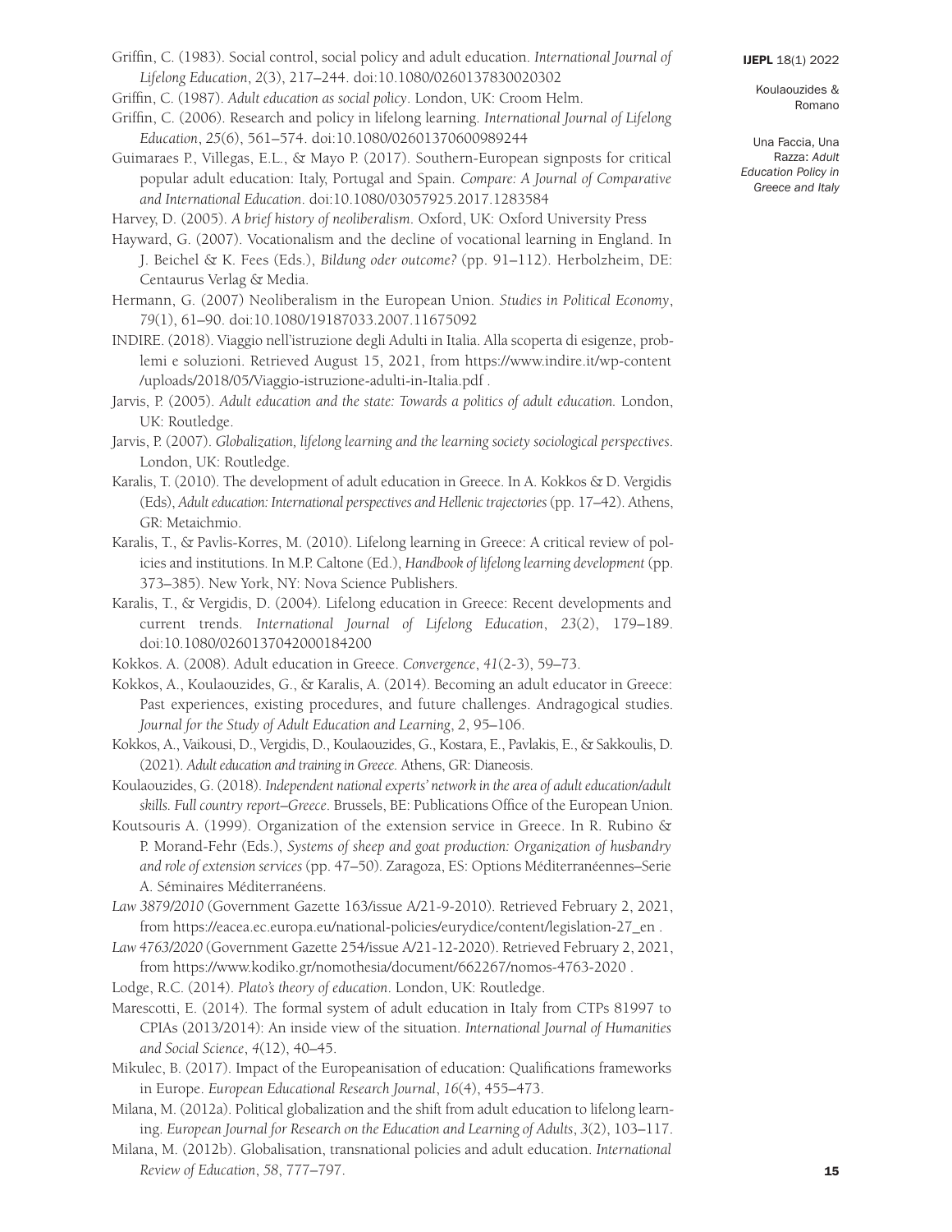Griffin, C. (1983). Social control, social policy and adult education. *International Journal of Lifelong Education*, *2*(3), 217–244. doi:10.1080/0260137830020302

Griffin, C. (1987). *Adult education as social policy*. London, UK: Croom Helm.

Griffin, C. (2006). Research and policy in lifelong learning. *International Journal of Lifelong Education*, *25*(6), 561–574. doi:10.1080/02601370600989244

Guimaraes P., Villegas, E.L., & Mayo P. (2017). Southern-European signposts for critical popular adult education: Italy, Portugal and Spain. *Compare: A Journal of Comparative and International Education*. doi:10.1080/03057925.2017.1283584

Harvey, D. (2005). *A brief history of neoliberalism*. Oxford, UK: Oxford University Press

Hayward, G. (2007). Vocationalism and the decline of vocational learning in England. In J. Beichel & K. Fees (Eds.), *Bildung oder outcome?* (pp. 91–112). Herbolzheim, DE: Centaurus Verlag & Media.

Hermann, G. (2007) Neoliberalism in the European Union. *Studies in Political Economy*, *79*(1), 61–90. doi:10.1080/19187033.2007.11675092

INDIRE. (2018). Viaggio nell'istruzione degli Adulti in Italia. Alla scoperta di esigenze, problemi e soluzioni. Retrieved August 15, 2021, from https://www.indire.it/wp-content/uploads/2018/05/Viaggio-istruzione-adulti-in-Italia.pdf .

Jarvis, P. (2005). *Adult education and the state: Towards a politics of adult education.* London, UK: Routledge.

Jarvis, P. (2007). *Globalization, lifelong learning and the learning society sociological perspectives*. London, UK: Routledge.

Karalis, T. (2010). The development of adult education in Greece. In A. Kokkos & D. Vergidis (Eds), *Adult education: International perspectives and Hellenic trajectories* (pp. 17–42). Athens, GR: Metaichmio.

Karalis, T., & Pavlis-Korres, M. (2010). Lifelong learning in Greece: A critical review of policies and institutions. In M.P. Caltone (Ed.), *Handbook of lifelong learning development* (pp. 373–385). New York, NY: Nova Science Publishers.

Karalis, T., & Vergidis, D. (2004). Lifelong education in Greece: Recent developments and current trends. *International Journal of Lifelong Education*, *23*(2), 179–189. doi:10.1080/0260137042000184200

Kokkos. A. (2008). Adult education in Greece. *Convergence*, *41*(2-3), 59–73.

Kokkos, A., Koulaouzides, G., & Karalis, A. (2014). Becoming an adult educator in Greece: Past experiences, existing procedures, and future challenges. Andragogical studies. *Journal for the Study of Adult Education and Learning*, *2*, 95–106.

Kokkos, A., Vaikousi, D., Vergidis, D., Koulaouzides, G., Kostara, E., Pavlakis, E., & Sakkoulis, D. (2021). *Adult education and training in Greece.* Athens, GR: Dianeosis.

Koulaouzides, G. (2018). *Independent national experts' network in the area of adult education/adult skills. Full country report–Greece*. Brussels, BE: Publications Office of the European Union.

Koutsouris A. (1999). Organization of the extension service in Greece. In R. Rubino & P. Morand-Fehr (Eds.), *Systems of sheep and goat production: Organization of husbandry and role of extension services* (pp. 47–50). Zaragoza, ES: Options Méditerranéennes–Serie A. Séminaires Méditerranéens.

*Law 3879/2010* (Government Gazette 163/issue A/21-9-2010). Retrieved February 2, 2021, from https://eacea.ec.europa.eu/national-policies/eurydice/content/legislation-27_en .

*Law 4763/2020* (Government Gazette 254/issue A/21-12-2020). Retrieved February 2, 2021, from https://www.kodiko.gr/nomothesia/document/662267/nomos-4763-2020 .

Lodge, R.C. (2014). *Plato's theory of education*. London, UK: Routledge.

Marescotti, E. (2014). The formal system of adult education in Italy from CTPs 81997 to CPIAs (2013/2014): An inside view of the situation. *International Journal of Humanities and Social Science*, *4*(12), 40–45.

Mikulec, B. (2017). Impact of the Europeanisation of education: Qualifications frameworks in Europe. *European Educational Research Journal*, *16*(4), 455–473.

Milana, M. (2012a). Political globalization and the shift from adult education to lifelong learning. *European Journal for Research on the Education and Learning of Adults*, *3*(2), 103–117.

Milana, M. (2012b). Globalisation, transnational policies and adult education. *International Review of Education*, *58*, 777–797.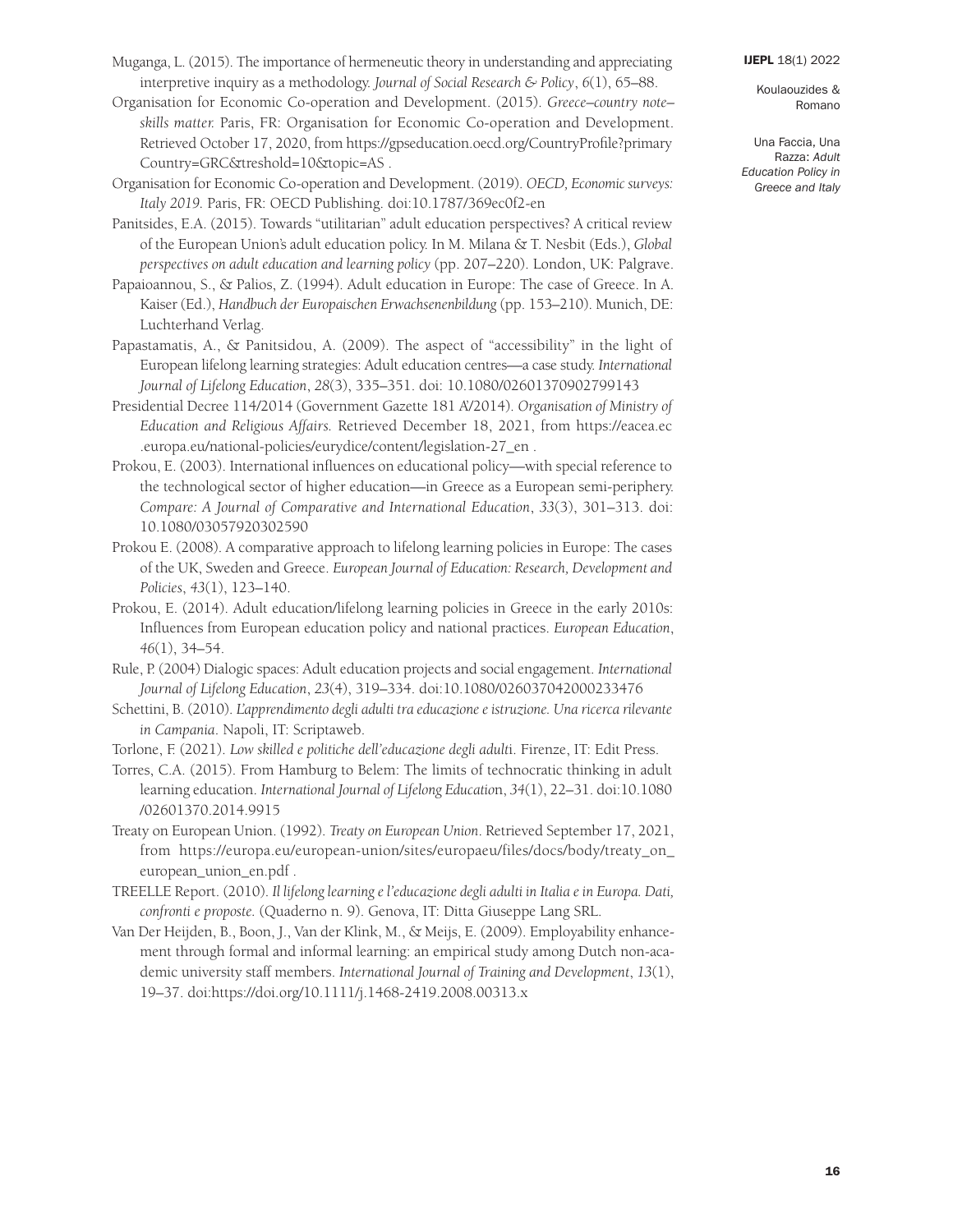Muganga, L. (2015). The importance of hermeneutic theory in understanding and appreciating interpretive inquiry as a methodology. *Journal of Social Research & Policy*, *6*(1), 65–88.

Organisation for Economic Co-operation and Development. (2015). *Greece–country note–skills matter.* Paris, FR: Organisation for Economic Co-operation and Development. Retrieved October 17, 2020, from https://gpseducation.oecd.org/CountryProfile?primaryCountry=GRC&treshold=10&topic=AS .

Organisation for Economic Co-operation and Development. (2019). *OECD, Economic surveys: Italy 2019.* Paris, FR: OECD Publishing. doi:10.1787/369ec0f2-en

Panitsides, E.A. (2015). Towards "utilitarian" adult education perspectives? A critical review of the European Union's adult education policy. In M. Milana & T. Nesbit (Eds.), *Global perspectives on adult education and learning policy* (pp. 207–220). London, UK: Palgrave.

Papaioannou, S., & Palios, Z. (1994). Adult education in Europe: The case of Greece. In A. Kaiser (Ed.), *Handbuch der Europaischen Erwachsenenbildung* (pp. 153–210). Munich, DE: Luchterhand Verlag.

Papastamatis, A., & Panitsidou, A. (2009). The aspect of "accessibility" in the light of European lifelong learning strategies: Adult education centres—a case study. *International Journal of Lifelong Education*, *28*(3), 335–351. doi: 10.1080/02601370902799143

Presidential Decree 114/2014 (Government Gazette 181 A'/2014). *Organisation of Ministry of Education and Religious Affairs.* Retrieved December 18, 2021, from https://eacea.ec.europa.eu/national-policies/eurydice/content/legislation-27_en .

Prokou, E. (2003). International influences on educational policy—with special reference to the technological sector of higher education—in Greece as a European semi-periphery. *Compare: A Journal of Comparative and International Education*, *33*(3), 301–313. doi: 10.1080/03057920302590

Prokou E. (2008). A comparative approach to lifelong learning policies in Europe: The cases of the UK, Sweden and Greece. *European Journal of Education: Research, Development and Policies*, *43*(1), 123–140.

Prokou, E. (2014). Adult education/lifelong learning policies in Greece in the early 2010s: Influences from European education policy and national practices. *European Education*, *46*(1), 34–54.

Rule, P. (2004) Dialogic spaces: Adult education projects and social engagement. *International Journal of Lifelong Education*, *23*(4), 319–334. doi:10.1080/026037042000233476

Schettini, B. (2010). *L'apprendimento degli adulti tra educazione e istruzione. Una ricerca rilevante in Campania*. Napoli, IT: Scriptaweb.

Torlone, F. (2021). *Low skilled e politiche dell'educazione degli adulti*. Firenze, IT: Edit Press.

Torres, C.A. (2015). From Hamburg to Belem: The limits of technocratic thinking in adult learning education. *International Journal of Lifelong Education*, *34*(1), 22–31. doi:10.1080/02601370.2014.9915

Treaty on European Union. (1992). *Treaty on European Union*. Retrieved September 17, 2021, from https://europa.eu/european-union/sites/europaeu/files/docs/body/treaty_on_european_union_en.pdf .

TREELLE Report. (2010). *Il lifelong learning e l'educazione degli adulti in Italia e in Europa. Dati, confronti e proposte.* (Quaderno n. 9). Genova, IT: Ditta Giuseppe Lang SRL.

Van Der Heijden, B., Boon, J., Van der Klink, M., & Meijs, E. (2009). Employability enhancement through formal and informal learning: an empirical study among Dutch non-academic university staff members. *International Journal of Training and Development*, *13*(1), 19–37. doi:https://doi.org/10.1111/j.1468-2419.2008.00313.x